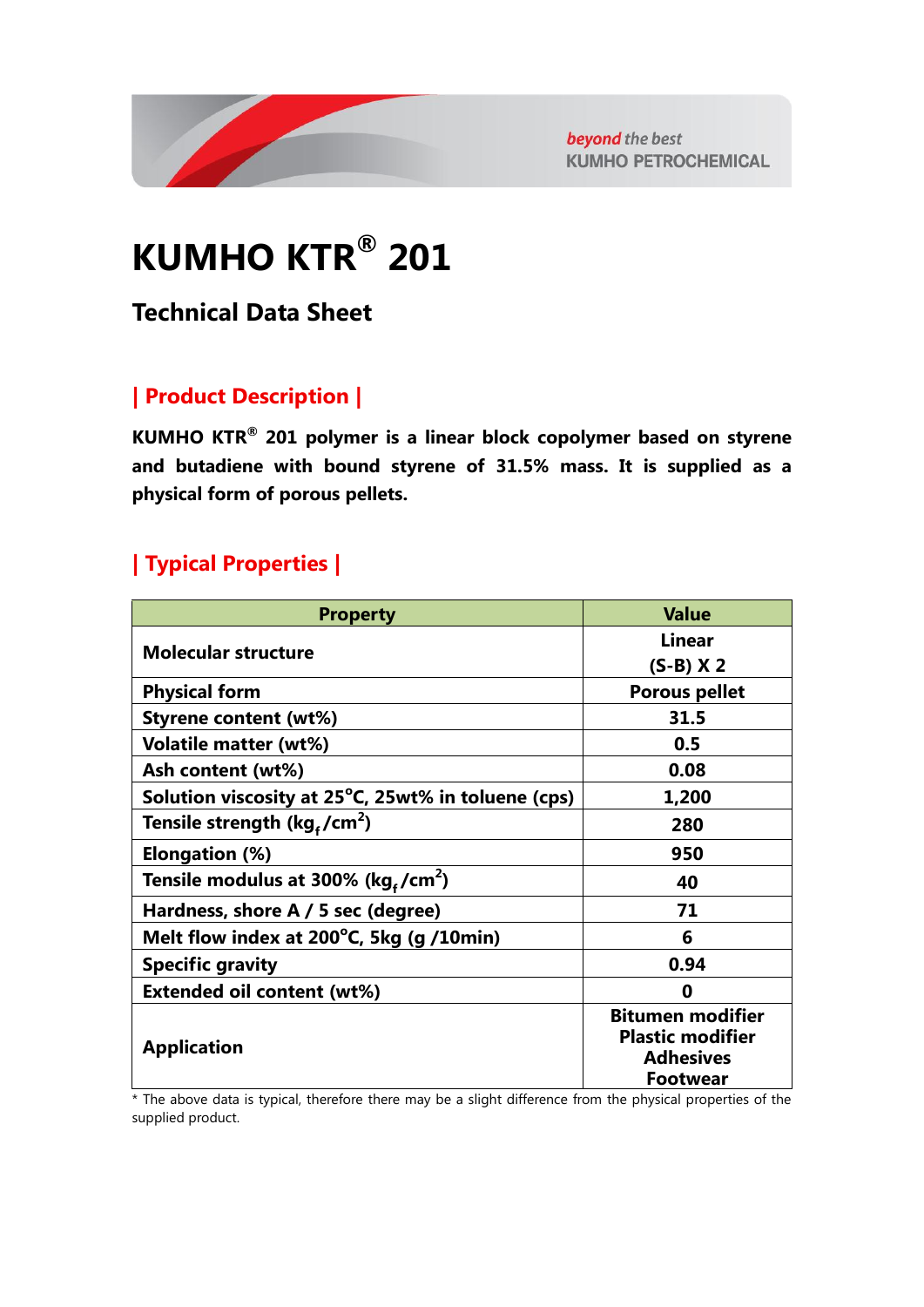# KUMHO KTR® 201

## Technical Data Sheet

### | Product Description |

**KUMHO KTR® 201 polymer is a linear block copolymer based on styrene and butadiene with bound styrene of 31.5% mass. It is supplied as a physical form of porous pellets.**

### | Typical Properties |

| Property | Value |
|---|---|
| Molecular structure | Linear (S-B) X 2 |
| Physical form | Porous pellet |
| Styrene content (wt%) | 31.5 |
| Volatile matter (wt%) | 0.5 |
| Ash content (wt%) | 0.08 |
| Solution viscosity at 25°C, 25wt% in toluene (cps) | 1,200 |
| Tensile strength ($kg_f/cm^2$) | 280 |
| Elongation (%) | 950 |
| Tensile modulus at 300% ($kg_f/cm^2$) | 40 |
| Hardness, shore A / 5 sec (degree) | 71 |
| Melt flow index at 200°C, 5kg (g /10min) | 6 |
| Specific gravity | 0.94 |
| Extended oil content (wt%) | 0 |
| Application | Bitumen modifier<br>Plastic modifier<br>Adhesives<br>Footwear |

* The above data is typical, therefore there may be a slight difference from the physical properties of the supplied product.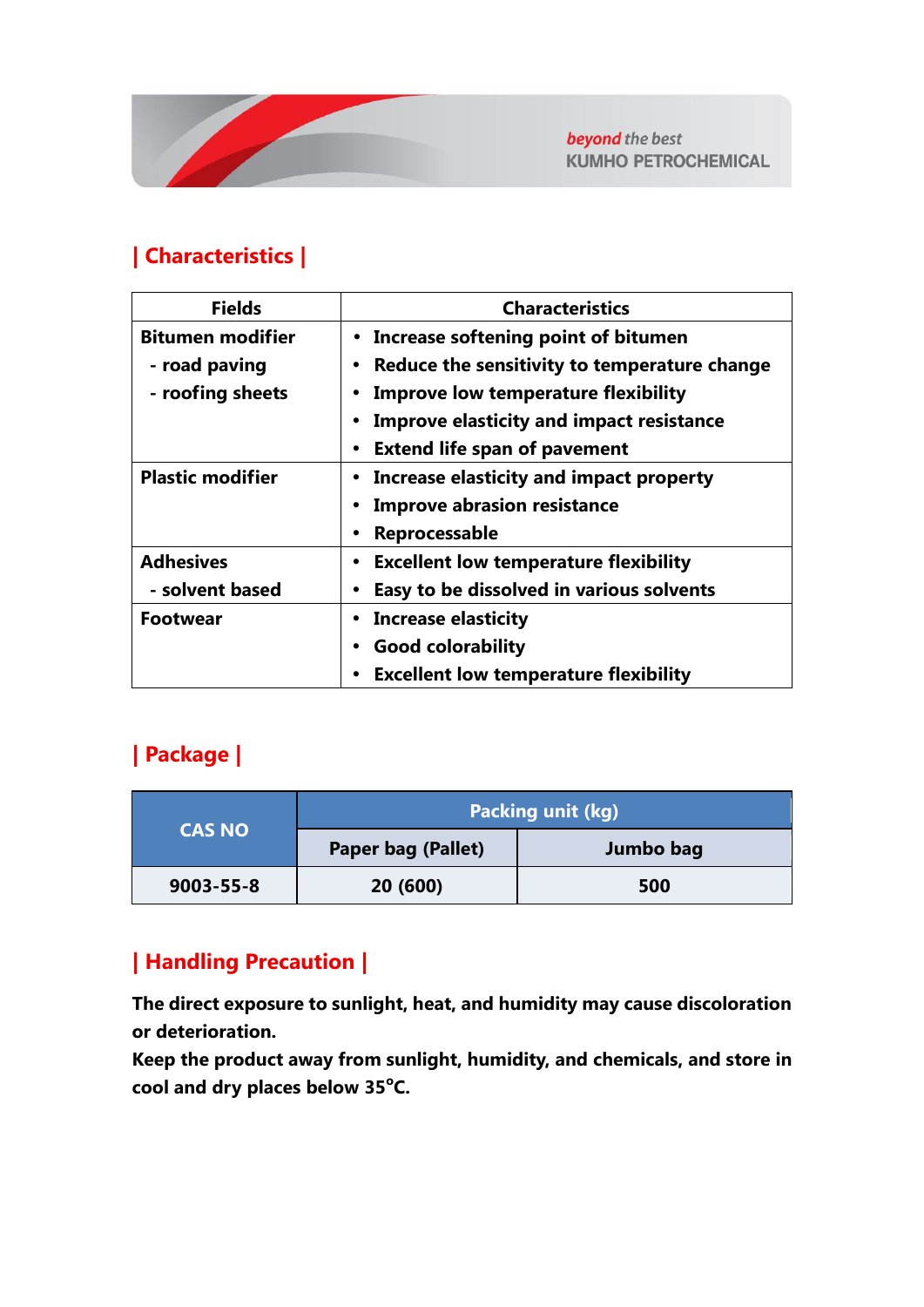## | Characteristics |

| Fields | Characteristics |
|---|---|
| **Bitumen modifier**<br>- road paving<br>- roofing sheets | • Increase softening point of bitumen<br>• Reduce the sensitivity to temperature change<br>• Improve low temperature flexibility<br>• Improve elasticity and impact resistance<br>• Extend life span of pavement |
| **Plastic modifier** | • Increase elasticity and impact property<br>• Improve abrasion resistance<br>• Reprocessable |
| **Adhesives**<br>- solvent based | • Excellent low temperature flexibility<br>• Easy to be dissolved in various solvents |
| **Footwear** | • Increase elasticity<br>• Good colorability<br>• Excellent low temperature flexibility |

## | Package |

| CAS NO | Packing unit (kg) | |
|---|---|---|
| | Paper bag (Pallet) | Jumbo bag |
| 9003-55-8 | 20 (600) | 500 |

## | Handling Precaution |

**The direct exposure to sunlight, heat, and humidity may cause discoloration or deterioration.**
**Keep the product away from sunlight, humidity, and chemicals, and store in cool and dry places below 35°C.**